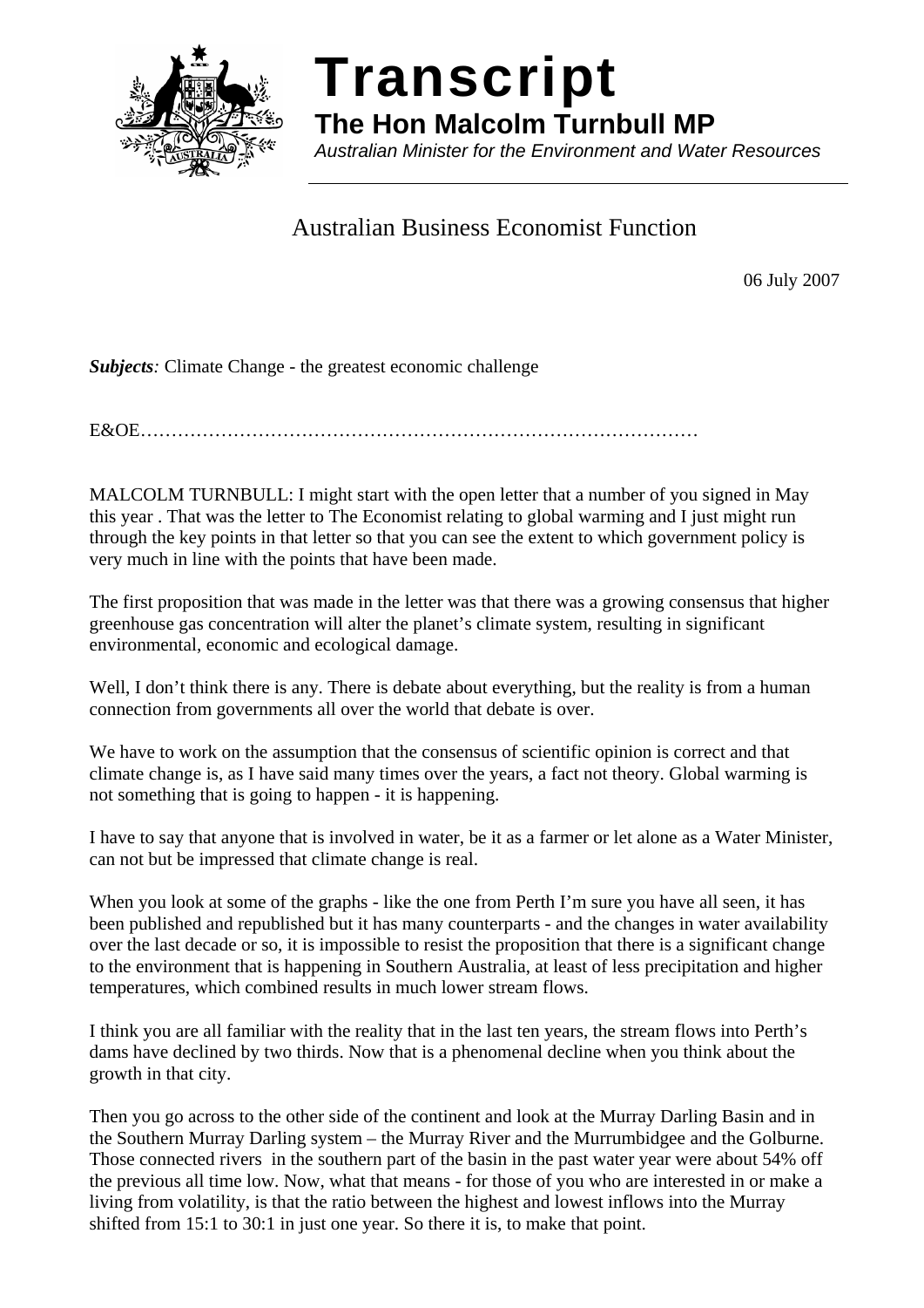# Transcript

## The Hon Malcolm Turnbull MP

*Australian Minister for the Environment and Water Resources*

---

### Australian Business Economist Function

06 July 2007

***Subjects**:* Climate Change - the greatest economic challenge

E&OE………………………………………………………………………………

MALCOLM TURNBULL: I might start with the open letter that a number of you signed in May this year . That was the letter to The Economist relating to global warming and I just might run through the key points in that letter so that you can see the extent to which government policy is very much in line with the points that have been made.

The first proposition that was made in the letter was that there was a growing consensus that higher greenhouse gas concentration will alter the planet's climate system, resulting in significant environmental, economic and ecological damage.

Well, I don't think there is any. There is debate about everything, but the reality is from a human connection from governments all over the world that debate is over.

We have to work on the assumption that the consensus of scientific opinion is correct and that climate change is, as I have said many times over the years, a fact not theory. Global warming is not something that is going to happen - it is happening.

I have to say that anyone that is involved in water, be it as a farmer or let alone as a Water Minister, can not but be impressed that climate change is real.

When you look at some of the graphs - like the one from Perth I'm sure you have all seen, it has been published and republished but it has many counterparts - and the changes in water availability over the last decade or so, it is impossible to resist the proposition that there is a significant change to the environment that is happening in Southern Australia, at least of less precipitation and higher temperatures, which combined results in much lower stream flows.

I think you are all familiar with the reality that in the last ten years, the stream flows into Perth's dams have declined by two thirds. Now that is a phenomenal decline when you think about the growth in that city.

Then you go across to the other side of the continent and look at the Murray Darling Basin and in the Southern Murray Darling system – the Murray River and the Murrumbidgee and the Golburne. Those connected rivers in the southern part of the basin in the past water year were about 54% off the previous all time low. Now, what that means - for those of you who are interested in or make a living from volatility, is that the ratio between the highest and lowest inflows into the Murray shifted from 15:1 to 30:1 in just one year. So there it is, to make that point.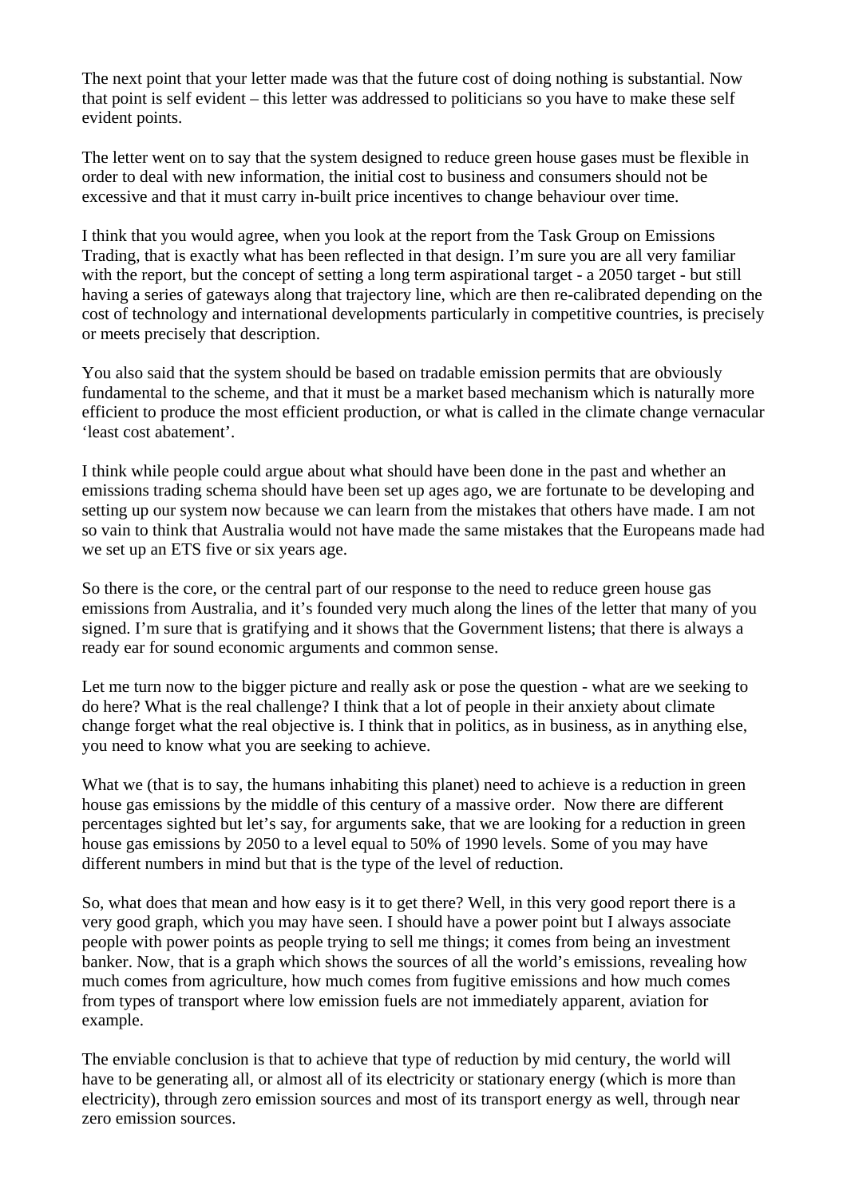The next point that your letter made was that the future cost of doing nothing is substantial. Now that point is self evident – this letter was addressed to politicians so you have to make these self evident points.

The letter went on to say that the system designed to reduce green house gases must be flexible in order to deal with new information, the initial cost to business and consumers should not be excessive and that it must carry in-built price incentives to change behaviour over time.

I think that you would agree, when you look at the report from the Task Group on Emissions Trading, that is exactly what has been reflected in that design. I'm sure you are all very familiar with the report, but the concept of setting a long term aspirational target - a 2050 target - but still having a series of gateways along that trajectory line, which are then re-calibrated depending on the cost of technology and international developments particularly in competitive countries, is precisely or meets precisely that description.

You also said that the system should be based on tradable emission permits that are obviously fundamental to the scheme, and that it must be a market based mechanism which is naturally more efficient to produce the most efficient production, or what is called in the climate change vernacular 'least cost abatement'.

I think while people could argue about what should have been done in the past and whether an emissions trading schema should have been set up ages ago, we are fortunate to be developing and setting up our system now because we can learn from the mistakes that others have made. I am not so vain to think that Australia would not have made the same mistakes that the Europeans made had we set up an ETS five or six years age.

So there is the core, or the central part of our response to the need to reduce green house gas emissions from Australia, and it's founded very much along the lines of the letter that many of you signed. I'm sure that is gratifying and it shows that the Government listens; that there is always a ready ear for sound economic arguments and common sense.

Let me turn now to the bigger picture and really ask or pose the question - what are we seeking to do here? What is the real challenge? I think that a lot of people in their anxiety about climate change forget what the real objective is. I think that in politics, as in business, as in anything else, you need to know what you are seeking to achieve.

What we (that is to say, the humans inhabiting this planet) need to achieve is a reduction in green house gas emissions by the middle of this century of a massive order. Now there are different percentages sighted but let's say, for arguments sake, that we are looking for a reduction in green house gas emissions by 2050 to a level equal to 50% of 1990 levels. Some of you may have different numbers in mind but that is the type of the level of reduction.

So, what does that mean and how easy is it to get there? Well, in this very good report there is a very good graph, which you may have seen. I should have a power point but I always associate people with power points as people trying to sell me things; it comes from being an investment banker. Now, that is a graph which shows the sources of all the world's emissions, revealing how much comes from agriculture, how much comes from fugitive emissions and how much comes from types of transport where low emission fuels are not immediately apparent, aviation for example.

The enviable conclusion is that to achieve that type of reduction by mid century, the world will have to be generating all, or almost all of its electricity or stationary energy (which is more than electricity), through zero emission sources and most of its transport energy as well, through near zero emission sources.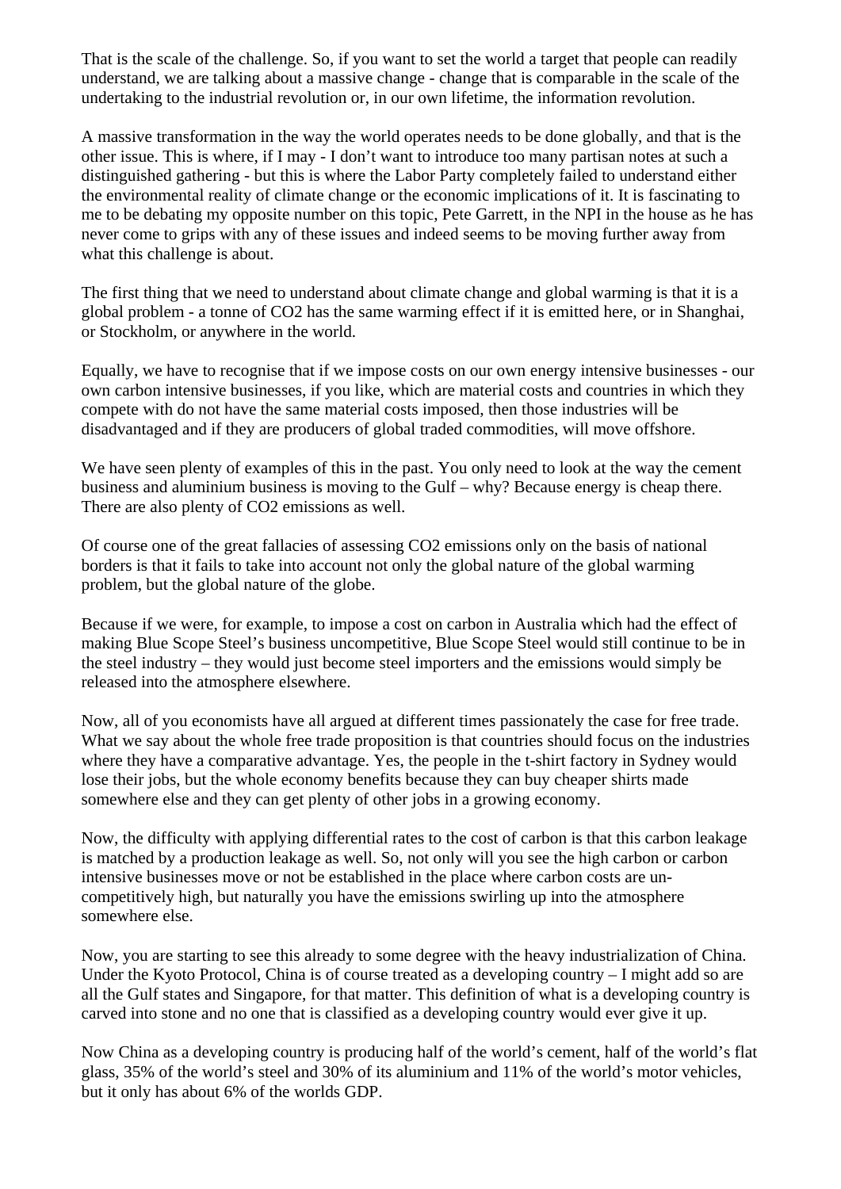That is the scale of the challenge. So, if you want to set the world a target that people can readily understand, we are talking about a massive change - change that is comparable in the scale of the undertaking to the industrial revolution or, in our own lifetime, the information revolution.

A massive transformation in the way the world operates needs to be done globally, and that is the other issue. This is where, if I may - I don't want to introduce too many partisan notes at such a distinguished gathering - but this is where the Labor Party completely failed to understand either the environmental reality of climate change or the economic implications of it. It is fascinating to me to be debating my opposite number on this topic, Pete Garrett, in the NPI in the house as he has never come to grips with any of these issues and indeed seems to be moving further away from what this challenge is about.

The first thing that we need to understand about climate change and global warming is that it is a global problem - a tonne of $CO_2$ has the same warming effect if it is emitted here, or in Shanghai, or Stockholm, or anywhere in the world.

Equally, we have to recognise that if we impose costs on our own energy intensive businesses - our own carbon intensive businesses, if you like, which are material costs and countries in which they compete with do not have the same material costs imposed, then those industries will be disadvantaged and if they are producers of global traded commodities, will move offshore.

We have seen plenty of examples of this in the past. You only need to look at the way the cement business and aluminium business is moving to the Gulf – why? Because energy is cheap there. There are also plenty of $CO_2$ emissions as well.

Of course one of the great fallacies of assessing $CO_2$ emissions only on the basis of national borders is that it fails to take into account not only the global nature of the global warming problem, but the global nature of the globe.

Because if we were, for example, to impose a cost on carbon in Australia which had the effect of making Blue Scope Steel's business uncompetitive, Blue Scope Steel would still continue to be in the steel industry – they would just become steel importers and the emissions would simply be released into the atmosphere elsewhere.

Now, all of you economists have all argued at different times passionately the case for free trade. What we say about the whole free trade proposition is that countries should focus on the industries where they have a comparative advantage. Yes, the people in the t-shirt factory in Sydney would lose their jobs, but the whole economy benefits because they can buy cheaper shirts made somewhere else and they can get plenty of other jobs in a growing economy.

Now, the difficulty with applying differential rates to the cost of carbon is that this carbon leakage is matched by a production leakage as well. So, not only will you see the high carbon or carbon intensive businesses move or not be established in the place where carbon costs are un-competitively high, but naturally you have the emissions swirling up into the atmosphere somewhere else.

Now, you are starting to see this already to some degree with the heavy industrialization of China. Under the Kyoto Protocol, China is of course treated as a developing country – I might add so are all the Gulf states and Singapore, for that matter. This definition of what is a developing country is carved into stone and no one that is classified as a developing country would ever give it up.

Now China as a developing country is producing half of the world's cement, half of the world's flat glass, 35% of the world's steel and 30% of its aluminium and 11% of the world's motor vehicles, but it only has about 6% of the worlds GDP.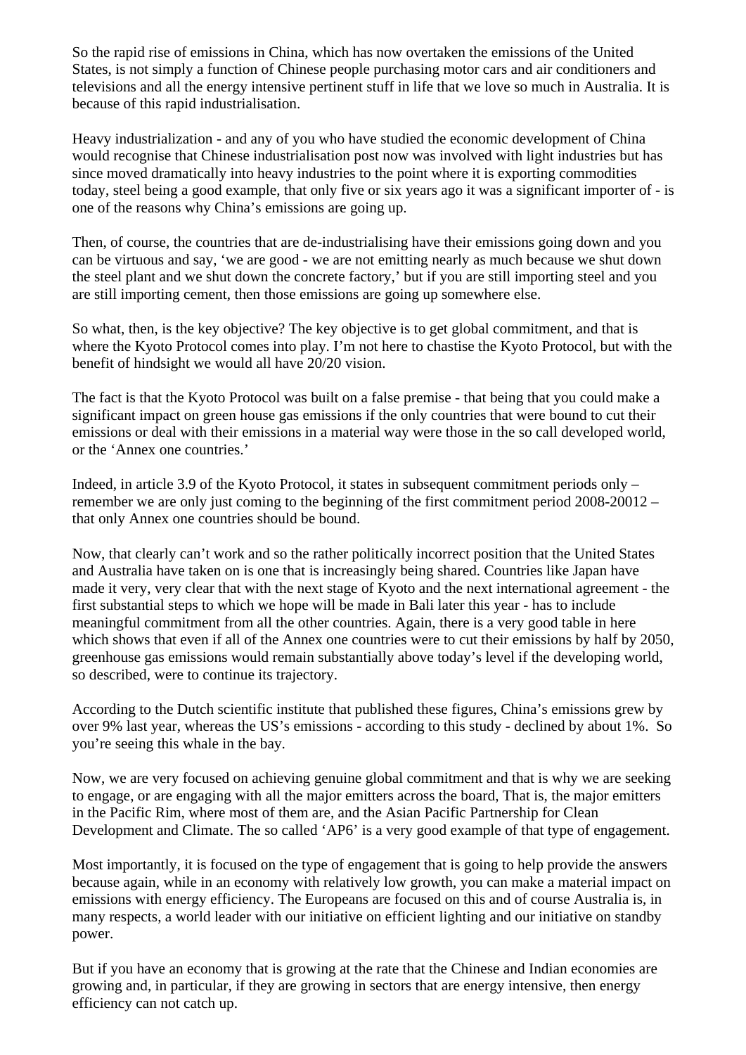So the rapid rise of emissions in China, which has now overtaken the emissions of the United States, is not simply a function of Chinese people purchasing motor cars and air conditioners and televisions and all the energy intensive pertinent stuff in life that we love so much in Australia. It is because of this rapid industrialisation.

Heavy industrialization - and any of you who have studied the economic development of China would recognise that Chinese industrialisation post now was involved with light industries but has since moved dramatically into heavy industries to the point where it is exporting commodities today, steel being a good example, that only five or six years ago it was a significant importer of - is one of the reasons why China's emissions are going up.

Then, of course, the countries that are de-industrialising have their emissions going down and you can be virtuous and say, 'we are good - we are not emitting nearly as much because we shut down the steel plant and we shut down the concrete factory,' but if you are still importing steel and you are still importing cement, then those emissions are going up somewhere else.

So what, then, is the key objective? The key objective is to get global commitment, and that is where the Kyoto Protocol comes into play. I'm not here to chastise the Kyoto Protocol, but with the benefit of hindsight we would all have 20/20 vision.

The fact is that the Kyoto Protocol was built on a false premise - that being that you could make a significant impact on green house gas emissions if the only countries that were bound to cut their emissions or deal with their emissions in a material way were those in the so call developed world, or the 'Annex one countries.'

Indeed, in article 3.9 of the Kyoto Protocol, it states in subsequent commitment periods only – remember we are only just coming to the beginning of the first commitment period 2008-20012 – that only Annex one countries should be bound.

Now, that clearly can't work and so the rather politically incorrect position that the United States and Australia have taken on is one that is increasingly being shared. Countries like Japan have made it very, very clear that with the next stage of Kyoto and the next international agreement - the first substantial steps to which we hope will be made in Bali later this year - has to include meaningful commitment from all the other countries. Again, there is a very good table in here which shows that even if all of the Annex one countries were to cut their emissions by half by 2050, greenhouse gas emissions would remain substantially above today's level if the developing world, so described, were to continue its trajectory.

According to the Dutch scientific institute that published these figures, China's emissions grew by over 9% last year, whereas the US's emissions - according to this study - declined by about 1%. So you're seeing this whale in the bay.

Now, we are very focused on achieving genuine global commitment and that is why we are seeking to engage, or are engaging with all the major emitters across the board, That is, the major emitters in the Pacific Rim, where most of them are, and the Asian Pacific Partnership for Clean Development and Climate. The so called 'AP6' is a very good example of that type of engagement.

Most importantly, it is focused on the type of engagement that is going to help provide the answers because again, while in an economy with relatively low growth, you can make a material impact on emissions with energy efficiency. The Europeans are focused on this and of course Australia is, in many respects, a world leader with our initiative on efficient lighting and our initiative on standby power.

But if you have an economy that is growing at the rate that the Chinese and Indian economies are growing and, in particular, if they are growing in sectors that are energy intensive, then energy efficiency can not catch up.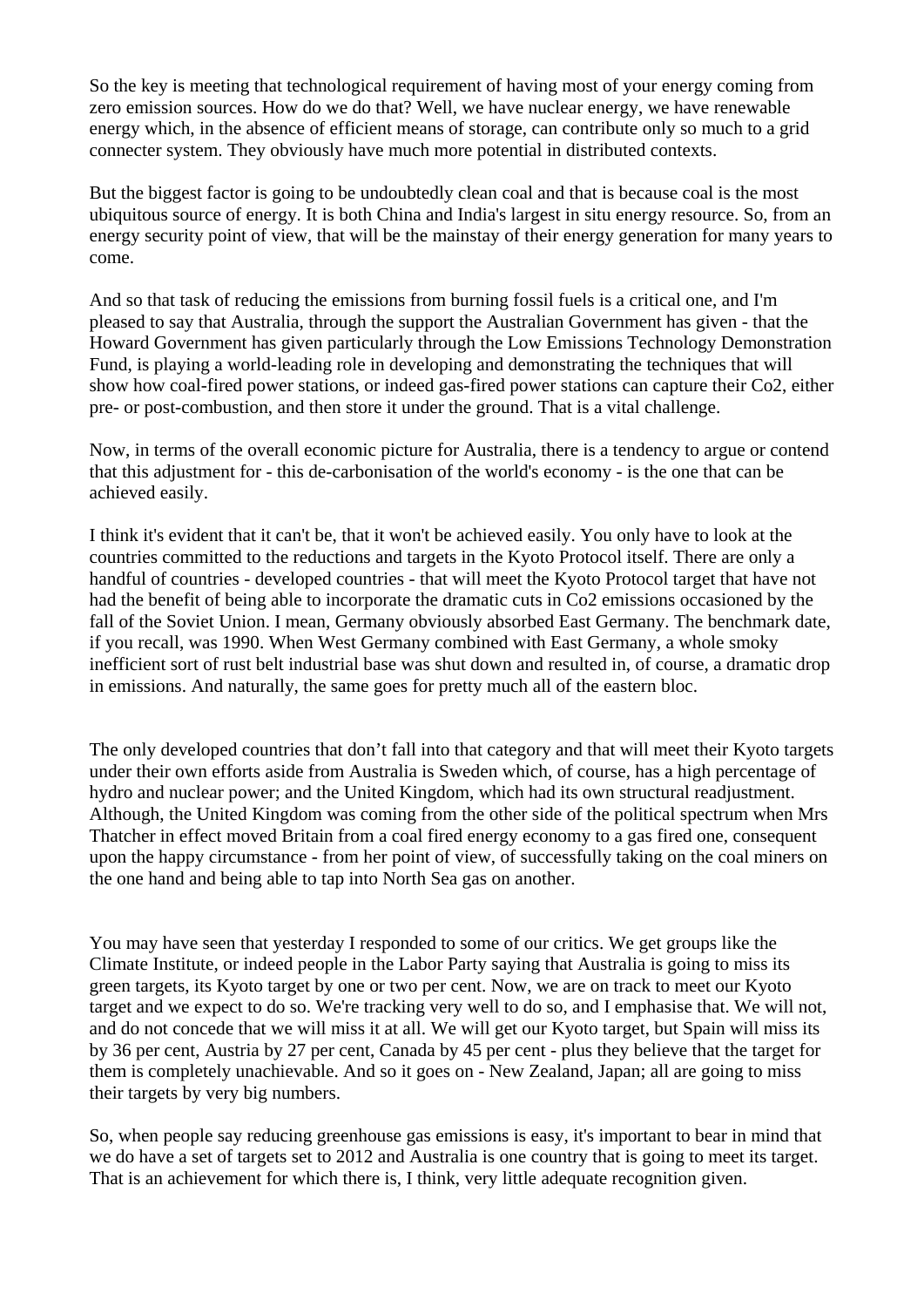So the key is meeting that technological requirement of having most of your energy coming from zero emission sources. How do we do that? Well, we have nuclear energy, we have renewable energy which, in the absence of efficient means of storage, can contribute only so much to a grid connecter system. They obviously have much more potential in distributed contexts.

But the biggest factor is going to be undoubtedly clean coal and that is because coal is the most ubiquitous source of energy. It is both China and India's largest in situ energy resource. So, from an energy security point of view, that will be the mainstay of their energy generation for many years to come.

And so that task of reducing the emissions from burning fossil fuels is a critical one, and I'm pleased to say that Australia, through the support the Australian Government has given - that the Howard Government has given particularly through the Low Emissions Technology Demonstration Fund, is playing a world-leading role in developing and demonstrating the techniques that will show how coal-fired power stations, or indeed gas-fired power stations can capture their Co2, either pre- or post-combustion, and then store it under the ground. That is a vital challenge.

Now, in terms of the overall economic picture for Australia, there is a tendency to argue or contend that this adjustment for - this de-carbonisation of the world's economy - is the one that can be achieved easily.

I think it's evident that it can't be, that it won't be achieved easily. You only have to look at the countries committed to the reductions and targets in the Kyoto Protocol itself. There are only a handful of countries - developed countries - that will meet the Kyoto Protocol target that have not had the benefit of being able to incorporate the dramatic cuts in Co2 emissions occasioned by the fall of the Soviet Union. I mean, Germany obviously absorbed East Germany. The benchmark date, if you recall, was 1990. When West Germany combined with East Germany, a whole smoky inefficient sort of rust belt industrial base was shut down and resulted in, of course, a dramatic drop in emissions. And naturally, the same goes for pretty much all of the eastern bloc.

The only developed countries that don't fall into that category and that will meet their Kyoto targets under their own efforts aside from Australia is Sweden which, of course, has a high percentage of hydro and nuclear power; and the United Kingdom, which had its own structural readjustment. Although, the United Kingdom was coming from the other side of the political spectrum when Mrs Thatcher in effect moved Britain from a coal fired energy economy to a gas fired one, consequent upon the happy circumstance - from her point of view, of successfully taking on the coal miners on the one hand and being able to tap into North Sea gas on another.

You may have seen that yesterday I responded to some of our critics. We get groups like the Climate Institute, or indeed people in the Labor Party saying that Australia is going to miss its green targets, its Kyoto target by one or two per cent. Now, we are on track to meet our Kyoto target and we expect to do so. We're tracking very well to do so, and I emphasise that. We will not, and do not concede that we will miss it at all. We will get our Kyoto target, but Spain will miss its by 36 per cent, Austria by 27 per cent, Canada by 45 per cent - plus they believe that the target for them is completely unachievable. And so it goes on - New Zealand, Japan; all are going to miss their targets by very big numbers.

So, when people say reducing greenhouse gas emissions is easy, it's important to bear in mind that we do have a set of targets set to 2012 and Australia is one country that is going to meet its target. That is an achievement for which there is, I think, very little adequate recognition given.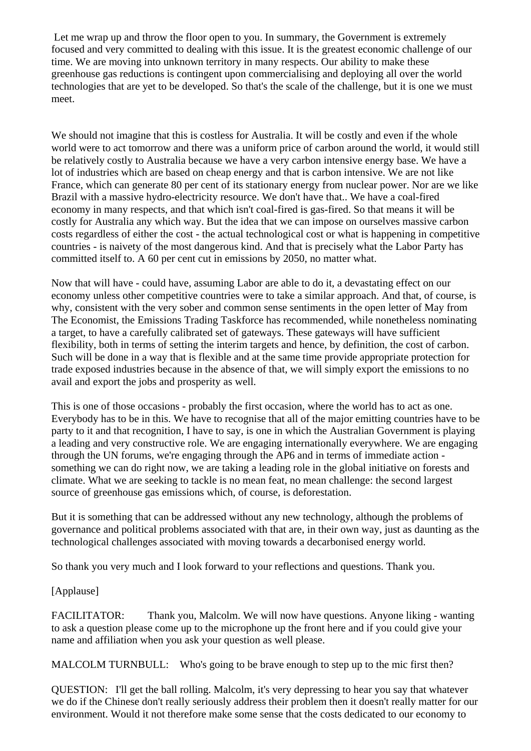Let me wrap up and throw the floor open to you. In summary, the Government is extremely focused and very committed to dealing with this issue. It is the greatest economic challenge of our time. We are moving into unknown territory in many respects. Our ability to make these greenhouse gas reductions is contingent upon commercialising and deploying all over the world technologies that are yet to be developed. So that's the scale of the challenge, but it is one we must meet.

We should not imagine that this is costless for Australia. It will be costly and even if the whole world were to act tomorrow and there was a uniform price of carbon around the world, it would still be relatively costly to Australia because we have a very carbon intensive energy base. We have a lot of industries which are based on cheap energy and that is carbon intensive. We are not like France, which can generate 80 per cent of its stationary energy from nuclear power. Nor are we like Brazil with a massive hydro-electricity resource. We don't have that.. We have a coal-fired economy in many respects, and that which isn't coal-fired is gas-fired. So that means it will be costly for Australia any which way. But the idea that we can impose on ourselves massive carbon costs regardless of either the cost - the actual technological cost or what is happening in competitive countries - is naivety of the most dangerous kind. And that is precisely what the Labor Party has committed itself to. A 60 per cent cut in emissions by 2050, no matter what.

Now that will have - could have, assuming Labor are able to do it, a devastating effect on our economy unless other competitive countries were to take a similar approach. And that, of course, is why, consistent with the very sober and common sense sentiments in the open letter of May from The Economist, the Emissions Trading Taskforce has recommended, while nonetheless nominating a target, to have a carefully calibrated set of gateways. These gateways will have sufficient flexibility, both in terms of setting the interim targets and hence, by definition, the cost of carbon. Such will be done in a way that is flexible and at the same time provide appropriate protection for trade exposed industries because in the absence of that, we will simply export the emissions to no avail and export the jobs and prosperity as well.

This is one of those occasions - probably the first occasion, where the world has to act as one. Everybody has to be in this. We have to recognise that all of the major emitting countries have to be party to it and that recognition, I have to say, is one in which the Australian Government is playing a leading and very constructive role. We are engaging internationally everywhere. We are engaging through the UN forums, we're engaging through the AP6 and in terms of immediate action - something we can do right now, we are taking a leading role in the global initiative on forests and climate. What we are seeking to tackle is no mean feat, no mean challenge: the second largest source of greenhouse gas emissions which, of course, is deforestation.

But it is something that can be addressed without any new technology, although the problems of governance and political problems associated with that are, in their own way, just as daunting as the technological challenges associated with moving towards a decarbonised energy world.

So thank you very much and I look forward to your reflections and questions. Thank you.

[Applause]

FACILITATOR: Thank you, Malcolm. We will now have questions. Anyone liking - wanting to ask a question please come up to the microphone up the front here and if you could give your name and affiliation when you ask your question as well please.

MALCOLM TURNBULL: Who's going to be brave enough to step up to the mic first then?

QUESTION: I'll get the ball rolling. Malcolm, it's very depressing to hear you say that whatever we do if the Chinese don't really seriously address their problem then it doesn't really matter for our environment. Would it not therefore make some sense that the costs dedicated to our economy to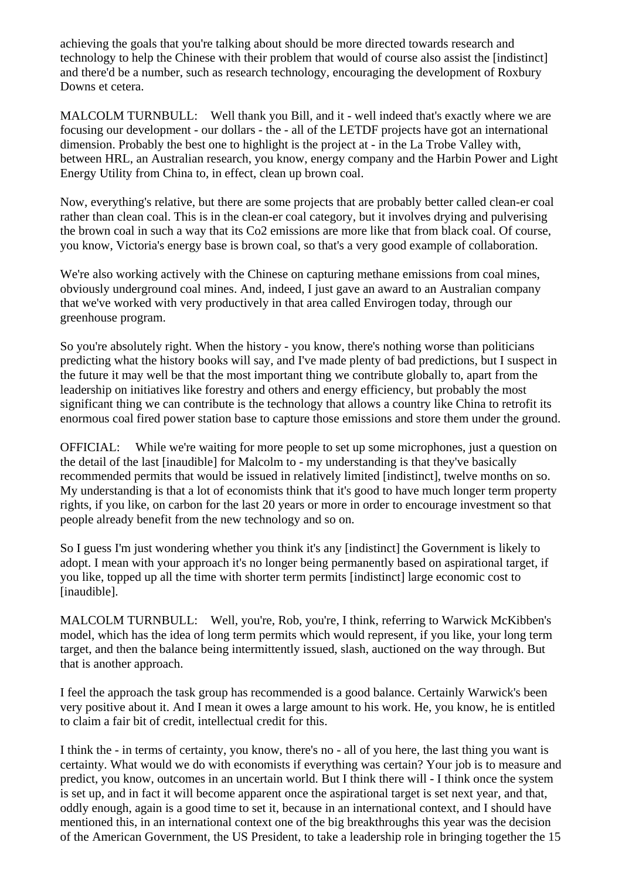achieving the goals that you're talking about should be more directed towards research and technology to help the Chinese with their problem that would of course also assist the [indistinct] and there'd be a number, such as research technology, encouraging the development of Roxbury Downs et cetera.

MALCOLM TURNBULL: Well thank you Bill, and it - well indeed that's exactly where we are focusing our development - our dollars - the - all of the LETDF projects have got an international dimension. Probably the best one to highlight is the project at - in the La Trobe Valley with, between HRL, an Australian research, you know, energy company and the Harbin Power and Light Energy Utility from China to, in effect, clean up brown coal.

Now, everything's relative, but there are some projects that are probably better called clean-er coal rather than clean coal. This is in the clean-er coal category, but it involves drying and pulverising the brown coal in such a way that its $Co_2$ emissions are more like that from black coal. Of course, you know, Victoria's energy base is brown coal, so that's a very good example of collaboration.

We're also working actively with the Chinese on capturing methane emissions from coal mines, obviously underground coal mines. And, indeed, I just gave an award to an Australian company that we've worked with very productively in that area called Envirogen today, through our greenhouse program.

So you're absolutely right. When the history - you know, there's nothing worse than politicians predicting what the history books will say, and I've made plenty of bad predictions, but I suspect in the future it may well be that the most important thing we contribute globally to, apart from the leadership on initiatives like forestry and others and energy efficiency, but probably the most significant thing we can contribute is the technology that allows a country like China to retrofit its enormous coal fired power station base to capture those emissions and store them under the ground.

OFFICIAL: While we're waiting for more people to set up some microphones, just a question on the detail of the last [inaudible] for Malcolm to - my understanding is that they've basically recommended permits that would be issued in relatively limited [indistinct], twelve months on so. My understanding is that a lot of economists think that it's good to have much longer term property rights, if you like, on carbon for the last 20 years or more in order to encourage investment so that people already benefit from the new technology and so on.

So I guess I'm just wondering whether you think it's any [indistinct] the Government is likely to adopt. I mean with your approach it's no longer being permanently based on aspirational target, if you like, topped up all the time with shorter term permits [indistinct] large economic cost to [inaudible].

MALCOLM TURNBULL: Well, you're, Rob, you're, I think, referring to Warwick McKibben's model, which has the idea of long term permits which would represent, if you like, your long term target, and then the balance being intermittently issued, slash, auctioned on the way through. But that is another approach.

I feel the approach the task group has recommended is a good balance. Certainly Warwick's been very positive about it. And I mean it owes a large amount to his work. He, you know, he is entitled to claim a fair bit of credit, intellectual credit for this.

I think the - in terms of certainty, you know, there's no - all of you here, the last thing you want is certainty. What would we do with economists if everything was certain? Your job is to measure and predict, you know, outcomes in an uncertain world. But I think there will - I think once the system is set up, and in fact it will become apparent once the aspirational target is set next year, and that, oddly enough, again is a good time to set it, because in an international context, and I should have mentioned this, in an international context one of the big breakthroughs this year was the decision of the American Government, the US President, to take a leadership role in bringing together the 15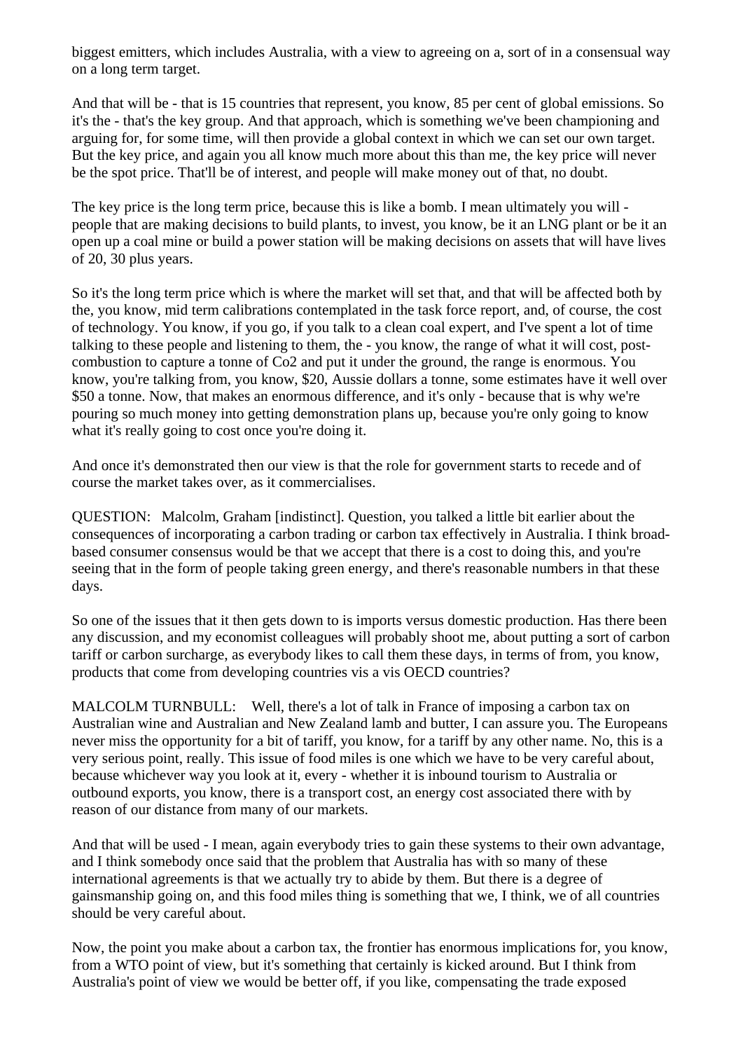biggest emitters, which includes Australia, with a view to agreeing on a, sort of in a consensual way on a long term target.

And that will be - that is 15 countries that represent, you know, 85 per cent of global emissions. So it's the - that's the key group. And that approach, which is something we've been championing and arguing for, for some time, will then provide a global context in which we can set our own target. But the key price, and again you all know much more about this than me, the key price will never be the spot price. That'll be of interest, and people will make money out of that, no doubt.

The key price is the long term price, because this is like a bomb. I mean ultimately you will - people that are making decisions to build plants, to invest, you know, be it an LNG plant or be it an open up a coal mine or build a power station will be making decisions on assets that will have lives of 20, 30 plus years.

So it's the long term price which is where the market will set that, and that will be affected both by the, you know, mid term calibrations contemplated in the task force report, and, of course, the cost of technology. You know, if you go, if you talk to a clean coal expert, and I've spent a lot of time talking to these people and listening to them, the - you know, the range of what it will cost, post-combustion to capture a tonne of Co2 and put it under the ground, the range is enormous. You know, you're talking from, you know, $20, Aussie dollars a tonne, some estimates have it well over $50 a tonne. Now, that makes an enormous difference, and it's only - because that is why we're pouring so much money into getting demonstration plans up, because you're only going to know what it's really going to cost once you're doing it.

And once it's demonstrated then our view is that the role for government starts to recede and of course the market takes over, as it commercialises.

QUESTION: Malcolm, Graham [indistinct]. Question, you talked a little bit earlier about the consequences of incorporating a carbon trading or carbon tax effectively in Australia. I think broad-based consumer consensus would be that we accept that there is a cost to doing this, and you're seeing that in the form of people taking green energy, and there's reasonable numbers in that these days.

So one of the issues that it then gets down to is imports versus domestic production. Has there been any discussion, and my economist colleagues will probably shoot me, about putting a sort of carbon tariff or carbon surcharge, as everybody likes to call them these days, in terms of from, you know, products that come from developing countries vis a vis OECD countries?

MALCOLM TURNBULL: Well, there's a lot of talk in France of imposing a carbon tax on Australian wine and Australian and New Zealand lamb and butter, I can assure you. The Europeans never miss the opportunity for a bit of tariff, you know, for a tariff by any other name. No, this is a very serious point, really. This issue of food miles is one which we have to be very careful about, because whichever way you look at it, every - whether it is inbound tourism to Australia or outbound exports, you know, there is a transport cost, an energy cost associated there with by reason of our distance from many of our markets.

And that will be used - I mean, again everybody tries to gain these systems to their own advantage, and I think somebody once said that the problem that Australia has with so many of these international agreements is that we actually try to abide by them. But there is a degree of gainsmanship going on, and this food miles thing is something that we, I think, we of all countries should be very careful about.

Now, the point you make about a carbon tax, the frontier has enormous implications for, you know, from a WTO point of view, but it's something that certainly is kicked around. But I think from Australia's point of view we would be better off, if you like, compensating the trade exposed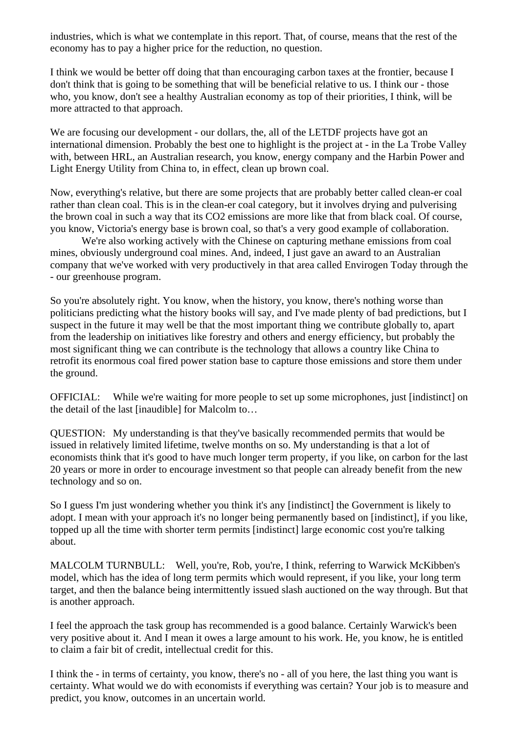industries, which is what we contemplate in this report. That, of course, means that the rest of the economy has to pay a higher price for the reduction, no question.

I think we would be better off doing that than encouraging carbon taxes at the frontier, because I don't think that is going to be something that will be beneficial relative to us. I think our - those who, you know, don't see a healthy Australian economy as top of their priorities, I think, will be more attracted to that approach.

We are focusing our development - our dollars, the, all of the LETDF projects have got an international dimension. Probably the best one to highlight is the project at - in the La Trobe Valley with, between HRL, an Australian research, you know, energy company and the Harbin Power and Light Energy Utility from China to, in effect, clean up brown coal.

Now, everything's relative, but there are some projects that are probably better called clean-er coal rather than clean coal. This is in the clean-er coal category, but it involves drying and pulverising the brown coal in such a way that its $CO_2$ emissions are more like that from black coal. Of course, you know, Victoria's energy base is brown coal, so that's a very good example of collaboration.

We're also working actively with the Chinese on capturing methane emissions from coal mines, obviously underground coal mines. And, indeed, I just gave an award to an Australian company that we've worked with very productively in that area called Envirogen Today through the - our greenhouse program.

So you're absolutely right. You know, when the history, you know, there's nothing worse than politicians predicting what the history books will say, and I've made plenty of bad predictions, but I suspect in the future it may well be that the most important thing we contribute globally to, apart from the leadership on initiatives like forestry and others and energy efficiency, but probably the most significant thing we can contribute is the technology that allows a country like China to retrofit its enormous coal fired power station base to capture those emissions and store them under the ground.

OFFICIAL: While we're waiting for more people to set up some microphones, just [indistinct] on the detail of the last [inaudible] for Malcolm to…

QUESTION: My understanding is that they've basically recommended permits that would be issued in relatively limited lifetime, twelve months on so. My understanding is that a lot of economists think that it's good to have much longer term property, if you like, on carbon for the last 20 years or more in order to encourage investment so that people can already benefit from the new technology and so on.

So I guess I'm just wondering whether you think it's any [indistinct] the Government is likely to adopt. I mean with your approach it's no longer being permanently based on [indistinct], if you like, topped up all the time with shorter term permits [indistinct] large economic cost you're talking about.

MALCOLM TURNBULL: Well, you're, Rob, you're, I think, referring to Warwick McKibben's model, which has the idea of long term permits which would represent, if you like, your long term target, and then the balance being intermittently issued slash auctioned on the way through. But that is another approach.

I feel the approach the task group has recommended is a good balance. Certainly Warwick's been very positive about it. And I mean it owes a large amount to his work. He, you know, he is entitled to claim a fair bit of credit, intellectual credit for this.

I think the - in terms of certainty, you know, there's no - all of you here, the last thing you want is certainty. What would we do with economists if everything was certain? Your job is to measure and predict, you know, outcomes in an uncertain world.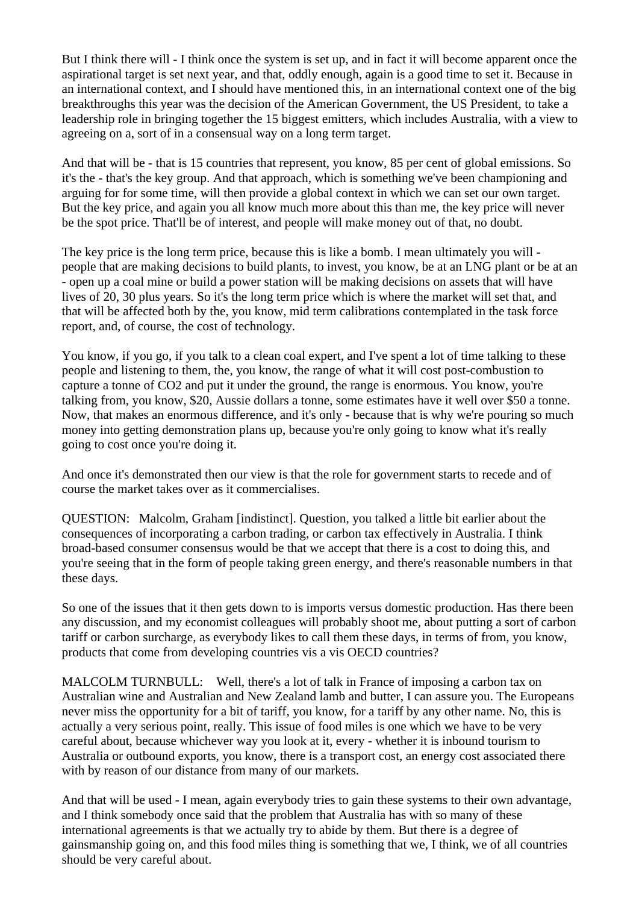But I think there will - I think once the system is set up, and in fact it will become apparent once the aspirational target is set next year, and that, oddly enough, again is a good time to set it. Because in an international context, and I should have mentioned this, in an international context one of the big breakthroughs this year was the decision of the American Government, the US President, to take a leadership role in bringing together the 15 biggest emitters, which includes Australia, with a view to agreeing on a, sort of in a consensual way on a long term target.

And that will be - that is 15 countries that represent, you know, 85 per cent of global emissions. So it's the - that's the key group. And that approach, which is something we've been championing and arguing for for some time, will then provide a global context in which we can set our own target. But the key price, and again you all know much more about this than me, the key price will never be the spot price. That'll be of interest, and people will make money out of that, no doubt.

The key price is the long term price, because this is like a bomb. I mean ultimately you will - people that are making decisions to build plants, to invest, you know, be at an LNG plant or be at an - open up a coal mine or build a power station will be making decisions on assets that will have lives of 20, 30 plus years. So it's the long term price which is where the market will set that, and that will be affected both by the, you know, mid term calibrations contemplated in the task force report, and, of course, the cost of technology.

You know, if you go, if you talk to a clean coal expert, and I've spent a lot of time talking to these people and listening to them, the, you know, the range of what it will cost post-combustion to capture a tonne of $CO_2$ and put it under the ground, the range is enormous. You know, you're talking from, you know, $20, Aussie dollars a tonne, some estimates have it well over $50 a tonne. Now, that makes an enormous difference, and it's only - because that is why we're pouring so much money into getting demonstration plans up, because you're only going to know what it's really going to cost once you're doing it.

And once it's demonstrated then our view is that the role for government starts to recede and of course the market takes over as it commercialises.

QUESTION: Malcolm, Graham [indistinct]. Question, you talked a little bit earlier about the consequences of incorporating a carbon trading, or carbon tax effectively in Australia. I think broad-based consumer consensus would be that we accept that there is a cost to doing this, and you're seeing that in the form of people taking green energy, and there's reasonable numbers in that these days.

So one of the issues that it then gets down to is imports versus domestic production. Has there been any discussion, and my economist colleagues will probably shoot me, about putting a sort of carbon tariff or carbon surcharge, as everybody likes to call them these days, in terms of from, you know, products that come from developing countries vis a vis OECD countries?

MALCOLM TURNBULL: Well, there's a lot of talk in France of imposing a carbon tax on Australian wine and Australian and New Zealand lamb and butter, I can assure you. The Europeans never miss the opportunity for a bit of tariff, you know, for a tariff by any other name. No, this is actually a very serious point, really. This issue of food miles is one which we have to be very careful about, because whichever way you look at it, every - whether it is inbound tourism to Australia or outbound exports, you know, there is a transport cost, an energy cost associated there with by reason of our distance from many of our markets.

And that will be used - I mean, again everybody tries to gain these systems to their own advantage, and I think somebody once said that the problem that Australia has with so many of these international agreements is that we actually try to abide by them. But there is a degree of gainsmanship going on, and this food miles thing is something that we, I think, we of all countries should be very careful about.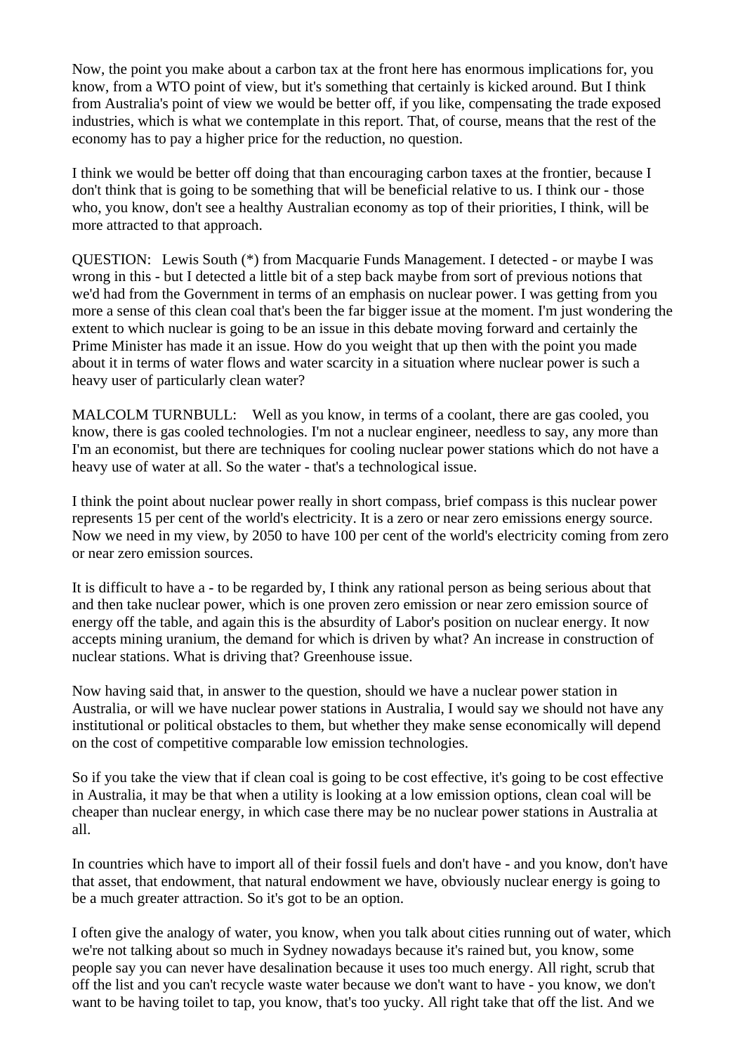Now, the point you make about a carbon tax at the front here has enormous implications for, you know, from a WTO point of view, but it's something that certainly is kicked around. But I think from Australia's point of view we would be better off, if you like, compensating the trade exposed industries, which is what we contemplate in this report. That, of course, means that the rest of the economy has to pay a higher price for the reduction, no question.

I think we would be better off doing that than encouraging carbon taxes at the frontier, because I don't think that is going to be something that will be beneficial relative to us. I think our - those who, you know, don't see a healthy Australian economy as top of their priorities, I think, will be more attracted to that approach.

QUESTION: Lewis South (*) from Macquarie Funds Management. I detected - or maybe I was wrong in this - but I detected a little bit of a step back maybe from sort of previous notions that we'd had from the Government in terms of an emphasis on nuclear power. I was getting from you more a sense of this clean coal that's been the far bigger issue at the moment. I'm just wondering the extent to which nuclear is going to be an issue in this debate moving forward and certainly the Prime Minister has made it an issue. How do you weight that up then with the point you made about it in terms of water flows and water scarcity in a situation where nuclear power is such a heavy user of particularly clean water?

MALCOLM TURNBULL: Well as you know, in terms of a coolant, there are gas cooled, you know, there is gas cooled technologies. I'm not a nuclear engineer, needless to say, any more than I'm an economist, but there are techniques for cooling nuclear power stations which do not have a heavy use of water at all. So the water - that's a technological issue.

I think the point about nuclear power really in short compass, brief compass is this nuclear power represents 15 per cent of the world's electricity. It is a zero or near zero emissions energy source. Now we need in my view, by 2050 to have 100 per cent of the world's electricity coming from zero or near zero emission sources.

It is difficult to have a - to be regarded by, I think any rational person as being serious about that and then take nuclear power, which is one proven zero emission or near zero emission source of energy off the table, and again this is the absurdity of Labor's position on nuclear energy. It now accepts mining uranium, the demand for which is driven by what? An increase in construction of nuclear stations. What is driving that? Greenhouse issue.

Now having said that, in answer to the question, should we have a nuclear power station in Australia, or will we have nuclear power stations in Australia, I would say we should not have any institutional or political obstacles to them, but whether they make sense economically will depend on the cost of competitive comparable low emission technologies.

So if you take the view that if clean coal is going to be cost effective, it's going to be cost effective in Australia, it may be that when a utility is looking at a low emission options, clean coal will be cheaper than nuclear energy, in which case there may be no nuclear power stations in Australia at all.

In countries which have to import all of their fossil fuels and don't have - and you know, don't have that asset, that endowment, that natural endowment we have, obviously nuclear energy is going to be a much greater attraction. So it's got to be an option.

I often give the analogy of water, you know, when you talk about cities running out of water, which we're not talking about so much in Sydney nowadays because it's rained but, you know, some people say you can never have desalination because it uses too much energy. All right, scrub that off the list and you can't recycle waste water because we don't want to have - you know, we don't want to be having toilet to tap, you know, that's too yucky. All right take that off the list. And we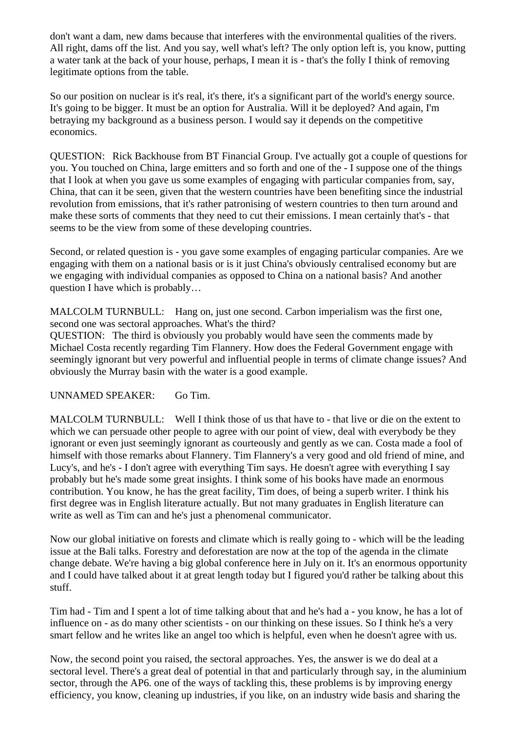don't want a dam, new dams because that interferes with the environmental qualities of the rivers. All right, dams off the list. And you say, well what's left? The only option left is, you know, putting a water tank at the back of your house, perhaps, I mean it is - that's the folly I think of removing legitimate options from the table.

So our position on nuclear is it's real, it's there, it's a significant part of the world's energy source. It's going to be bigger. It must be an option for Australia. Will it be deployed? And again, I'm betraying my background as a business person. I would say it depends on the competitive economics.

QUESTION: Rick Backhouse from BT Financial Group. I've actually got a couple of questions for you. You touched on China, large emitters and so forth and one of the - I suppose one of the things that I look at when you gave us some examples of engaging with particular companies from, say, China, that can it be seen, given that the western countries have been benefiting since the industrial revolution from emissions, that it's rather patronising of western countries to then turn around and make these sorts of comments that they need to cut their emissions. I mean certainly that's - that seems to be the view from some of these developing countries.

Second, or related question is - you gave some examples of engaging particular companies. Are we engaging with them on a national basis or is it just China's obviously centralised economy but are we engaging with individual companies as opposed to China on a national basis? And another question I have which is probably…

MALCOLM TURNBULL: Hang on, just one second. Carbon imperialism was the first one, second one was sectoral approaches. What's the third?

QUESTION: The third is obviously you probably would have seen the comments made by Michael Costa recently regarding Tim Flannery. How does the Federal Government engage with seemingly ignorant but very powerful and influential people in terms of climate change issues? And obviously the Murray basin with the water is a good example.

UNNAMED SPEAKER: Go Tim.

MALCOLM TURNBULL: Well I think those of us that have to - that live or die on the extent to which we can persuade other people to agree with our point of view, deal with everybody be they ignorant or even just seemingly ignorant as courteously and gently as we can. Costa made a fool of himself with those remarks about Flannery. Tim Flannery's a very good and old friend of mine, and Lucy's, and he's - I don't agree with everything Tim says. He doesn't agree with everything I say probably but he's made some great insights. I think some of his books have made an enormous contribution. You know, he has the great facility, Tim does, of being a superb writer. I think his first degree was in English literature actually. But not many graduates in English literature can write as well as Tim can and he's just a phenomenal communicator.

Now our global initiative on forests and climate which is really going to - which will be the leading issue at the Bali talks. Forestry and deforestation are now at the top of the agenda in the climate change debate. We're having a big global conference here in July on it. It's an enormous opportunity and I could have talked about it at great length today but I figured you'd rather be talking about this stuff.

Tim had - Tim and I spent a lot of time talking about that and he's had a - you know, he has a lot of influence on - as do many other scientists - on our thinking on these issues. So I think he's a very smart fellow and he writes like an angel too which is helpful, even when he doesn't agree with us.

Now, the second point you raised, the sectoral approaches. Yes, the answer is we do deal at a sectoral level. There's a great deal of potential in that and particularly through say, in the aluminium sector, through the AP6. one of the ways of tackling this, these problems is by improving energy efficiency, you know, cleaning up industries, if you like, on an industry wide basis and sharing the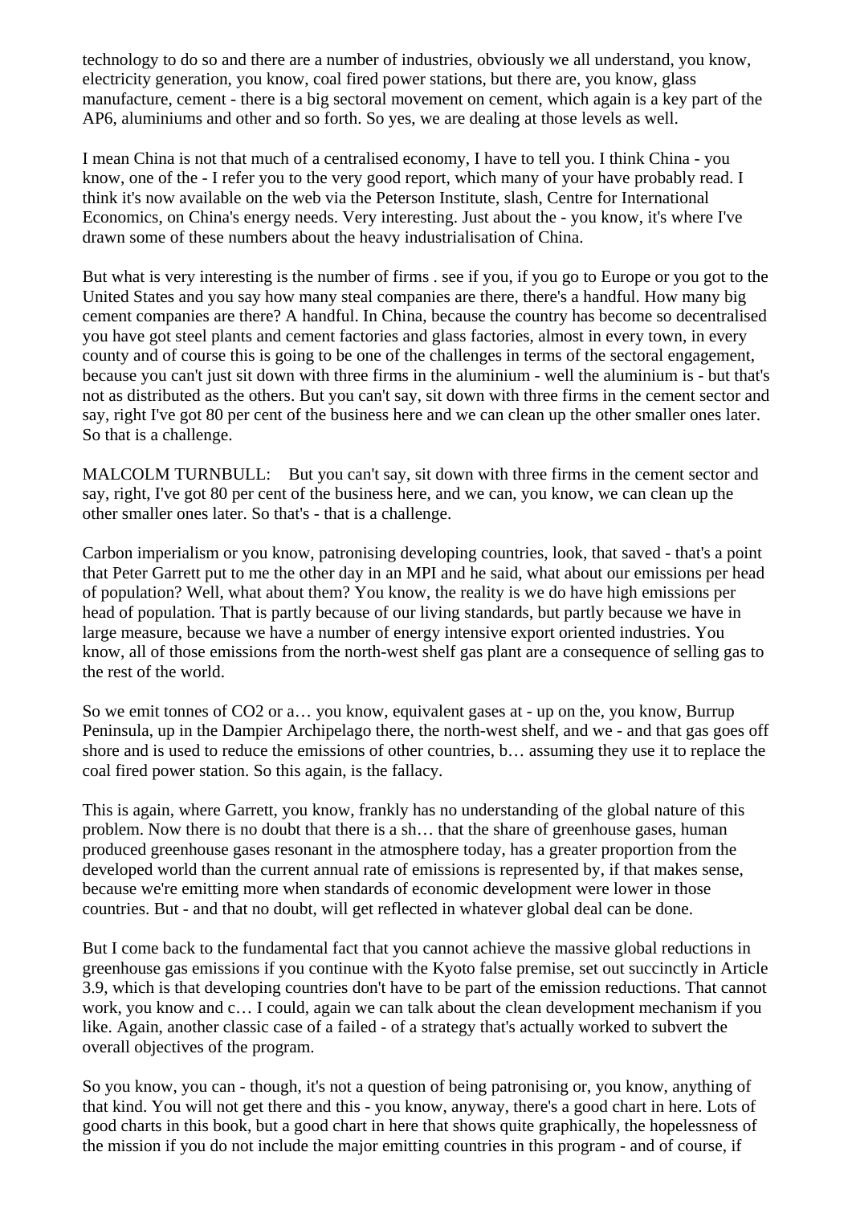technology to do so and there are a number of industries, obviously we all understand, you know, electricity generation, you know, coal fired power stations, but there are, you know, glass manufacture, cement - there is a big sectoral movement on cement, which again is a key part of the AP6, aluminiums and other and so forth. So yes, we are dealing at those levels as well.

I mean China is not that much of a centralised economy, I have to tell you. I think China - you know, one of the - I refer you to the very good report, which many of your have probably read. I think it's now available on the web via the Peterson Institute, slash, Centre for International Economics, on China's energy needs. Very interesting. Just about the - you know, it's where I've drawn some of these numbers about the heavy industrialisation of China.

But what is very interesting is the number of firms . see if you, if you go to Europe or you got to the United States and you say how many steal companies are there, there's a handful. How many big cement companies are there? A handful. In China, because the country has become so decentralised you have got steel plants and cement factories and glass factories, almost in every town, in every county and of course this is going to be one of the challenges in terms of the sectoral engagement, because you can't just sit down with three firms in the aluminium - well the aluminium is - but that's not as distributed as the others. But you can't say, sit down with three firms in the cement sector and say, right I've got 80 per cent of the business here and we can clean up the other smaller ones later. So that is a challenge.

MALCOLM TURNBULL: But you can't say, sit down with three firms in the cement sector and say, right, I've got 80 per cent of the business here, and we can, you know, we can clean up the other smaller ones later. So that's - that is a challenge.

Carbon imperialism or you know, patronising developing countries, look, that saved - that's a point that Peter Garrett put to me the other day in an MPI and he said, what about our emissions per head of population? Well, what about them? You know, the reality is we do have high emissions per head of population. That is partly because of our living standards, but partly because we have in large measure, because we have a number of energy intensive export oriented industries. You know, all of those emissions from the north-west shelf gas plant are a consequence of selling gas to the rest of the world.

So we emit tonnes of CO2 or a… you know, equivalent gases at - up on the, you know, Burrup Peninsula, up in the Dampier Archipelago there, the north-west shelf, and we - and that gas goes off shore and is used to reduce the emissions of other countries, b… assuming they use it to replace the coal fired power station. So this again, is the fallacy.

This is again, where Garrett, you know, frankly has no understanding of the global nature of this problem. Now there is no doubt that there is a sh… that the share of greenhouse gases, human produced greenhouse gases resonant in the atmosphere today, has a greater proportion from the developed world than the current annual rate of emissions is represented by, if that makes sense, because we're emitting more when standards of economic development were lower in those countries. But - and that no doubt, will get reflected in whatever global deal can be done.

But I come back to the fundamental fact that you cannot achieve the massive global reductions in greenhouse gas emissions if you continue with the Kyoto false premise, set out succinctly in Article 3.9, which is that developing countries don't have to be part of the emission reductions. That cannot work, you know and c… I could, again we can talk about the clean development mechanism if you like. Again, another classic case of a failed - of a strategy that's actually worked to subvert the overall objectives of the program.

So you know, you can - though, it's not a question of being patronising or, you know, anything of that kind. You will not get there and this - you know, anyway, there's a good chart in here. Lots of good charts in this book, but a good chart in here that shows quite graphically, the hopelessness of the mission if you do not include the major emitting countries in this program - and of course, if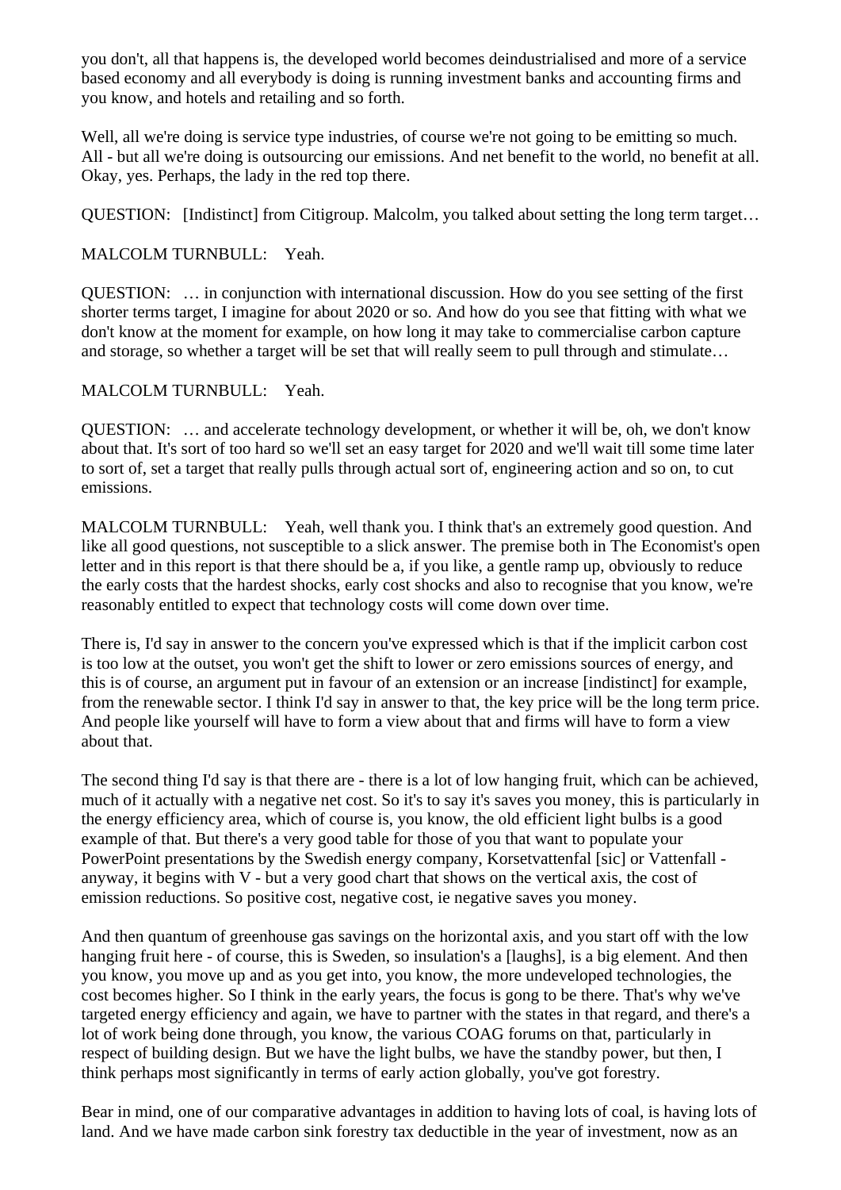you don't, all that happens is, the developed world becomes deindustrialised and more of a service based economy and all everybody is doing is running investment banks and accounting firms and you know, and hotels and retailing and so forth.

Well, all we're doing is service type industries, of course we're not going to be emitting so much. All - but all we're doing is outsourcing our emissions. And net benefit to the world, no benefit at all. Okay, yes. Perhaps, the lady in the red top there.

QUESTION: [Indistinct] from Citigroup. Malcolm, you talked about setting the long term target…

MALCOLM TURNBULL: Yeah.

QUESTION: … in conjunction with international discussion. How do you see setting of the first shorter terms target, I imagine for about 2020 or so. And how do you see that fitting with what we don't know at the moment for example, on how long it may take to commercialise carbon capture and storage, so whether a target will be set that will really seem to pull through and stimulate…

MALCOLM TURNBULL: Yeah.

QUESTION: … and accelerate technology development, or whether it will be, oh, we don't know about that. It's sort of too hard so we'll set an easy target for 2020 and we'll wait till some time later to sort of, set a target that really pulls through actual sort of, engineering action and so on, to cut emissions.

MALCOLM TURNBULL: Yeah, well thank you. I think that's an extremely good question. And like all good questions, not susceptible to a slick answer. The premise both in The Economist's open letter and in this report is that there should be a, if you like, a gentle ramp up, obviously to reduce the early costs that the hardest shocks, early cost shocks and also to recognise that you know, we're reasonably entitled to expect that technology costs will come down over time.

There is, I'd say in answer to the concern you've expressed which is that if the implicit carbon cost is too low at the outset, you won't get the shift to lower or zero emissions sources of energy, and this is of course, an argument put in favour of an extension or an increase [indistinct] for example, from the renewable sector. I think I'd say in answer to that, the key price will be the long term price. And people like yourself will have to form a view about that and firms will have to form a view about that.

The second thing I'd say is that there are - there is a lot of low hanging fruit, which can be achieved, much of it actually with a negative net cost. So it's to say it's saves you money, this is particularly in the energy efficiency area, which of course is, you know, the old efficient light bulbs is a good example of that. But there's a very good table for those of you that want to populate your PowerPoint presentations by the Swedish energy company, Korsetvattenfal [sic] or Vattenfall - anyway, it begins with V - but a very good chart that shows on the vertical axis, the cost of emission reductions. So positive cost, negative cost, ie negative saves you money.

And then quantum of greenhouse gas savings on the horizontal axis, and you start off with the low hanging fruit here - of course, this is Sweden, so insulation's a [laughs], is a big element. And then you know, you move up and as you get into, you know, the more undeveloped technologies, the cost becomes higher. So I think in the early years, the focus is gong to be there. That's why we've targeted energy efficiency and again, we have to partner with the states in that regard, and there's a lot of work being done through, you know, the various COAG forums on that, particularly in respect of building design. But we have the light bulbs, we have the standby power, but then, I think perhaps most significantly in terms of early action globally, you've got forestry.

Bear in mind, one of our comparative advantages in addition to having lots of coal, is having lots of land. And we have made carbon sink forestry tax deductible in the year of investment, now as an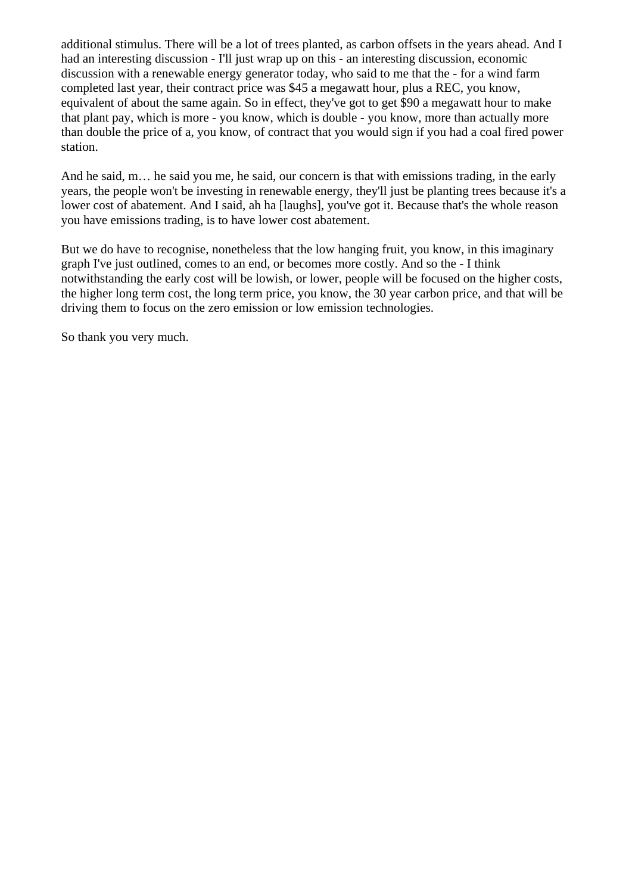additional stimulus. There will be a lot of trees planted, as carbon offsets in the years ahead. And I had an interesting discussion - I'll just wrap up on this - an interesting discussion, economic discussion with a renewable energy generator today, who said to me that the - for a wind farm completed last year, their contract price was $45 a megawatt hour, plus a REC, you know, equivalent of about the same again. So in effect, they've got to get $90 a megawatt hour to make that plant pay, which is more - you know, which is double - you know, more than actually more than double the price of a, you know, of contract that you would sign if you had a coal fired power station.

And he said, m… he said you me, he said, our concern is that with emissions trading, in the early years, the people won't be investing in renewable energy, they'll just be planting trees because it's a lower cost of abatement. And I said, ah ha [laughs], you've got it. Because that's the whole reason you have emissions trading, is to have lower cost abatement.

But we do have to recognise, nonetheless that the low hanging fruit, you know, in this imaginary graph I've just outlined, comes to an end, or becomes more costly. And so the - I think notwithstanding the early cost will be lowish, or lower, people will be focused on the higher costs, the higher long term cost, the long term price, you know, the 30 year carbon price, and that will be driving them to focus on the zero emission or low emission technologies.

So thank you very much.